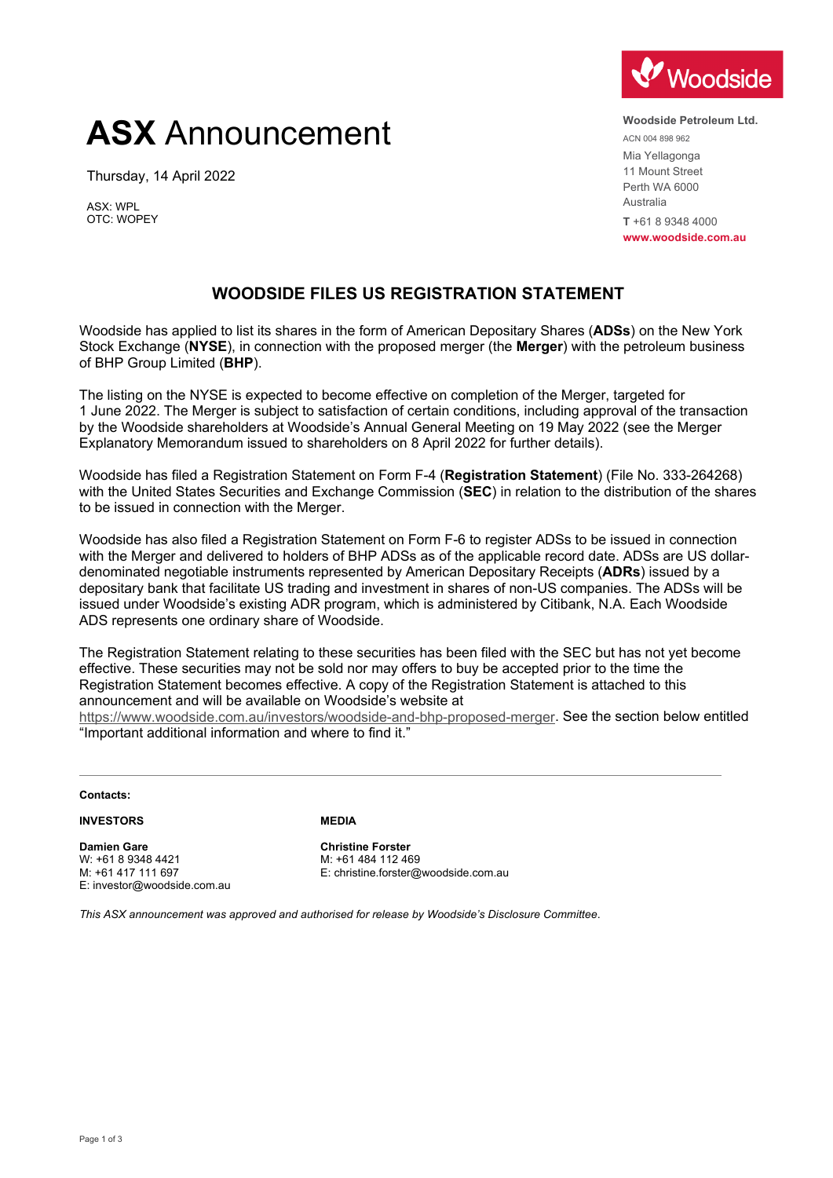# ASX Announcement

Thursday, 14 April 2022

ASX: WPL
OTC: WOPEY

**Woodside Petroleum Ltd.**
ACN 004 898 962
Mia Yellagonga
11 Mount Street
Perth WA 6000
Australia
**T** +61 8 9348 4000
**www.woodside.com.au**

## WOODSIDE FILES US REGISTRATION STATEMENT

Woodside has applied to list its shares in the form of American Depositary Shares (**ADSs**) on the New York Stock Exchange (**NYSE**), in connection with the proposed merger (the **Merger**) with the petroleum business of BHP Group Limited (**BHP**).

The listing on the NYSE is expected to become effective on completion of the Merger, targeted for 1 June 2022. The Merger is subject to satisfaction of certain conditions, including approval of the transaction by the Woodside shareholders at Woodside's Annual General Meeting on 19 May 2022 (see the Merger Explanatory Memorandum issued to shareholders on 8 April 2022 for further details).

Woodside has filed a Registration Statement on Form F-4 (**Registration Statement**) (File No. 333-264268) with the United States Securities and Exchange Commission (**SEC**) in relation to the distribution of the shares to be issued in connection with the Merger.

Woodside has also filed a Registration Statement on Form F-6 to register ADSs to be issued in connection with the Merger and delivered to holders of BHP ADSs as of the applicable record date. ADSs are US dollar-denominated negotiable instruments represented by American Depositary Receipts (**ADRs**) issued by a depositary bank that facilitate US trading and investment in shares of non-US companies. The ADSs will be issued under Woodside's existing ADR program, which is administered by Citibank, N.A. Each Woodside ADS represents one ordinary share of Woodside.

The Registration Statement relating to these securities has been filed with the SEC but has not yet become effective. These securities may not be sold nor may offers to buy be accepted prior to the time the Registration Statement becomes effective. A copy of the Registration Statement is attached to this announcement and will be available on Woodside's website at https://www.woodside.com.au/investors/woodside-and-bhp-proposed-merger. See the section below entitled "Important additional information and where to find it."

---

**Contacts:**

**INVESTORS**

**Damien Gare**
W: +61 8 9348 4421
M: +61 417 111 697
E: investor@woodside.com.au

**MEDIA**

**Christine Forster**
M: +61 484 112 469
E: christine.forster@woodside.com.au

*This ASX announcement was approved and authorised for release by Woodside's Disclosure Committee.*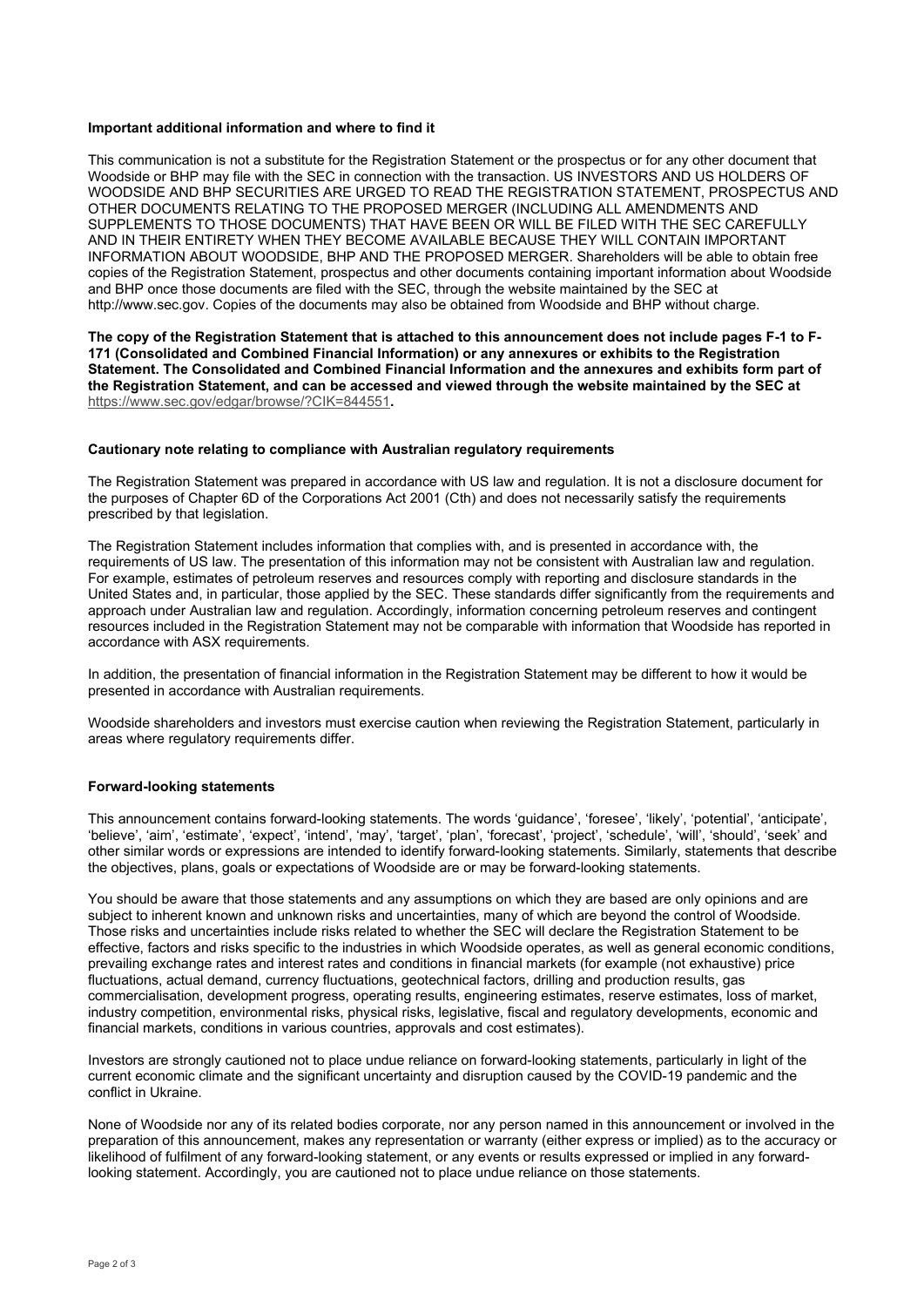**Important additional information and where to find it**

This communication is not a substitute for the Registration Statement or the prospectus or for any other document that Woodside or BHP may file with the SEC in connection with the transaction. US INVESTORS AND US HOLDERS OF WOODSIDE AND BHP SECURITIES ARE URGED TO READ THE REGISTRATION STATEMENT, PROSPECTUS AND OTHER DOCUMENTS RELATING TO THE PROPOSED MERGER (INCLUDING ALL AMENDMENTS AND SUPPLEMENTS TO THOSE DOCUMENTS) THAT HAVE BEEN OR WILL BE FILED WITH THE SEC CAREFULLY AND IN THEIR ENTIRETY WHEN THEY BECOME AVAILABLE BECAUSE THEY WILL CONTAIN IMPORTANT INFORMATION ABOUT WOODSIDE, BHP AND THE PROPOSED MERGER. Shareholders will be able to obtain free copies of the Registration Statement, prospectus and other documents containing important information about Woodside and BHP once those documents are filed with the SEC, through the website maintained by the SEC at http://www.sec.gov. Copies of the documents may also be obtained from Woodside and BHP without charge.

**The copy of the Registration Statement that is attached to this announcement does not include pages F-1 to F-171 (Consolidated and Combined Financial Information) or any annexures or exhibits to the Registration Statement. The Consolidated and Combined Financial Information and the annexures and exhibits form part of the Registration Statement, and can be accessed and viewed through the website maintained by the SEC at** https://www.sec.gov/edgar/browse/?CIK=844551**.**

**Cautionary note relating to compliance with Australian regulatory requirements**

The Registration Statement was prepared in accordance with US law and regulation. It is not a disclosure document for the purposes of Chapter 6D of the Corporations Act 2001 (Cth) and does not necessarily satisfy the requirements prescribed by that legislation.

The Registration Statement includes information that complies with, and is presented in accordance with, the requirements of US law. The presentation of this information may not be consistent with Australian law and regulation. For example, estimates of petroleum reserves and resources comply with reporting and disclosure standards in the United States and, in particular, those applied by the SEC. These standards differ significantly from the requirements and approach under Australian law and regulation. Accordingly, information concerning petroleum reserves and contingent resources included in the Registration Statement may not be comparable with information that Woodside has reported in accordance with ASX requirements.

In addition, the presentation of financial information in the Registration Statement may be different to how it would be presented in accordance with Australian requirements.

Woodside shareholders and investors must exercise caution when reviewing the Registration Statement, particularly in areas where regulatory requirements differ.

**Forward-looking statements**

This announcement contains forward-looking statements. The words 'guidance', 'foresee', 'likely', 'potential', 'anticipate', 'believe', 'aim', 'estimate', 'expect', 'intend', 'may', 'target', 'plan', 'forecast', 'project', 'schedule', 'will', 'should', 'seek' and other similar words or expressions are intended to identify forward-looking statements. Similarly, statements that describe the objectives, plans, goals or expectations of Woodside are or may be forward-looking statements.

You should be aware that those statements and any assumptions on which they are based are only opinions and are subject to inherent known and unknown risks and uncertainties, many of which are beyond the control of Woodside. Those risks and uncertainties include risks related to whether the SEC will declare the Registration Statement to be effective, factors and risks specific to the industries in which Woodside operates, as well as general economic conditions, prevailing exchange rates and interest rates and conditions in financial markets (for example (not exhaustive) price fluctuations, actual demand, currency fluctuations, geotechnical factors, drilling and production results, gas commercialisation, development progress, operating results, engineering estimates, reserve estimates, loss of market, industry competition, environmental risks, physical risks, legislative, fiscal and regulatory developments, economic and financial markets, conditions in various countries, approvals and cost estimates).

Investors are strongly cautioned not to place undue reliance on forward-looking statements, particularly in light of the current economic climate and the significant uncertainty and disruption caused by the COVID-19 pandemic and the conflict in Ukraine.

None of Woodside nor any of its related bodies corporate, nor any person named in this announcement or involved in the preparation of this announcement, makes any representation or warranty (either express or implied) as to the accuracy or likelihood of fulfilment of any forward-looking statement, or any events or results expressed or implied in any forward-looking statement. Accordingly, you are cautioned not to place undue reliance on those statements.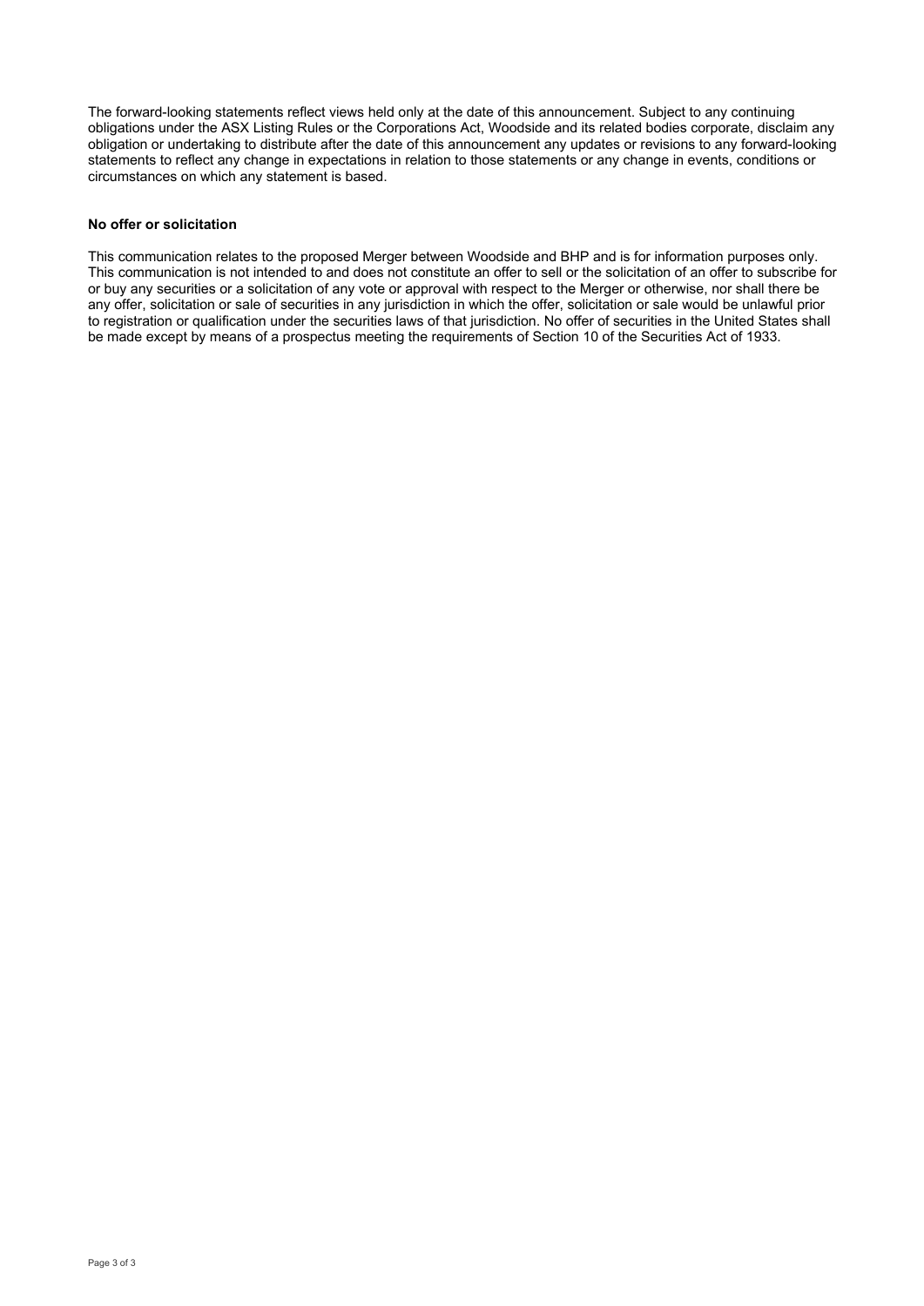The forward-looking statements reflect views held only at the date of this announcement. Subject to any continuing obligations under the ASX Listing Rules or the Corporations Act, Woodside and its related bodies corporate, disclaim any obligation or undertaking to distribute after the date of this announcement any updates or revisions to any forward-looking statements to reflect any change in expectations in relation to those statements or any change in events, conditions or circumstances on which any statement is based.

**No offer or solicitation**

This communication relates to the proposed Merger between Woodside and BHP and is for information purposes only. This communication is not intended to and does not constitute an offer to sell or the solicitation of an offer to subscribe for or buy any securities or a solicitation of any vote or approval with respect to the Merger or otherwise, nor shall there be any offer, solicitation or sale of securities in any jurisdiction in which the offer, solicitation or sale would be unlawful prior to registration or qualification under the securities laws of that jurisdiction. No offer of securities in the United States shall be made except by means of a prospectus meeting the requirements of Section 10 of the Securities Act of 1933.